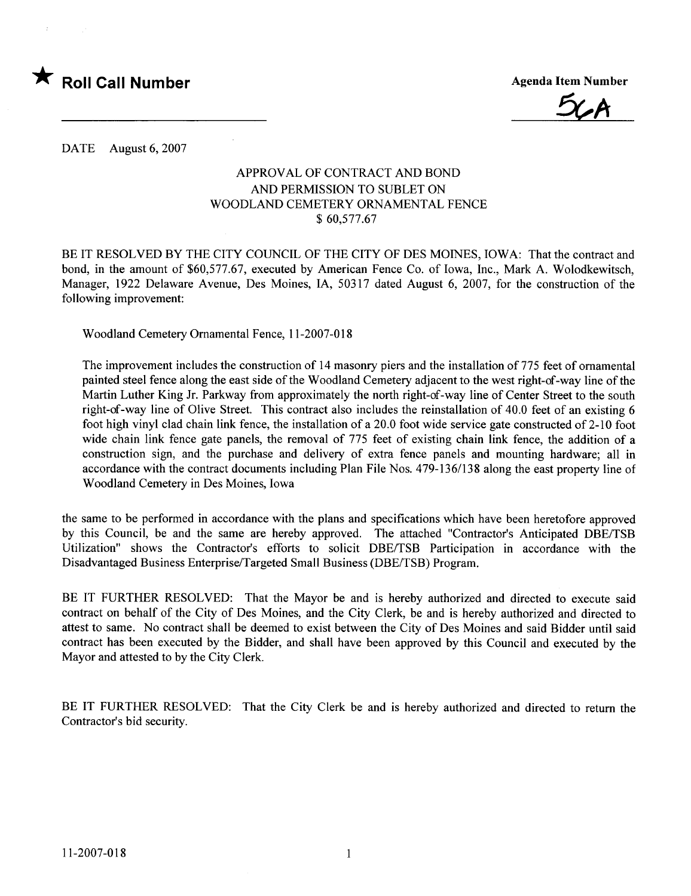★ **Roll Call Number**

**Agenda Item Number**

56A

DATE August 6, 2007

APPROVAL OF CONTRACT AND BOND
AND PERMISSION TO SUBLET ON
WOODLAND CEMETERY ORNAMENTAL FENCE
$ 60,577.67

BE IT RESOLVED BY THE CITY COUNCIL OF THE CITY OF DES MOINES, IOWA: That the contract and bond, in the amount of $60,577.67, executed by American Fence Co. of Iowa, Inc., Mark A. Wolodkewitsch, Manager, 1922 Delaware Avenue, Des Moines, IA, 50317 dated August 6, 2007, for the construction of the following improvement:

Woodland Cemetery Ornamental Fence, 11-2007-018

The improvement includes the construction of 14 masonry piers and the installation of 775 feet of ornamental painted steel fence along the east side of the Woodland Cemetery adjacent to the west right-of-way line of the Martin Luther King Jr. Parkway from approximately the north right-of-way line of Center Street to the south right-of-way line of Olive Street. This contract also includes the reinstallation of 40.0 feet of an existing 6 foot high vinyl clad chain link fence, the installation of a 20.0 foot wide service gate constructed of 2-10 foot wide chain link fence gate panels, the removal of 775 feet of existing chain link fence, the addition of a construction sign, and the purchase and delivery of extra fence panels and mounting hardware; all in accordance with the contract documents including Plan File Nos. 479-136/138 along the east property line of Woodland Cemetery in Des Moines, Iowa

the same to be performed in accordance with the plans and specifications which have been heretofore approved by this Council, be and the same are hereby approved. The attached "Contractor's Anticipated DBE/TSB Utilization" shows the Contractor's efforts to solicit DBE/TSB Participation in accordance with the Disadvantaged Business Enterprise/Targeted Small Business (DBE/TSB) Program.

BE IT FURTHER RESOLVED: That the Mayor be and is hereby authorized and directed to execute said contract on behalf of the City of Des Moines, and the City Clerk, be and is hereby authorized and directed to attest to same. No contract shall be deemed to exist between the City of Des Moines and said Bidder until said contract has been executed by the Bidder, and shall have been approved by this Council and executed by the Mayor and attested to by the City Clerk.

BE IT FURTHER RESOLVED: That the City Clerk be and is hereby authorized and directed to return the Contractor's bid security.

11-2007-018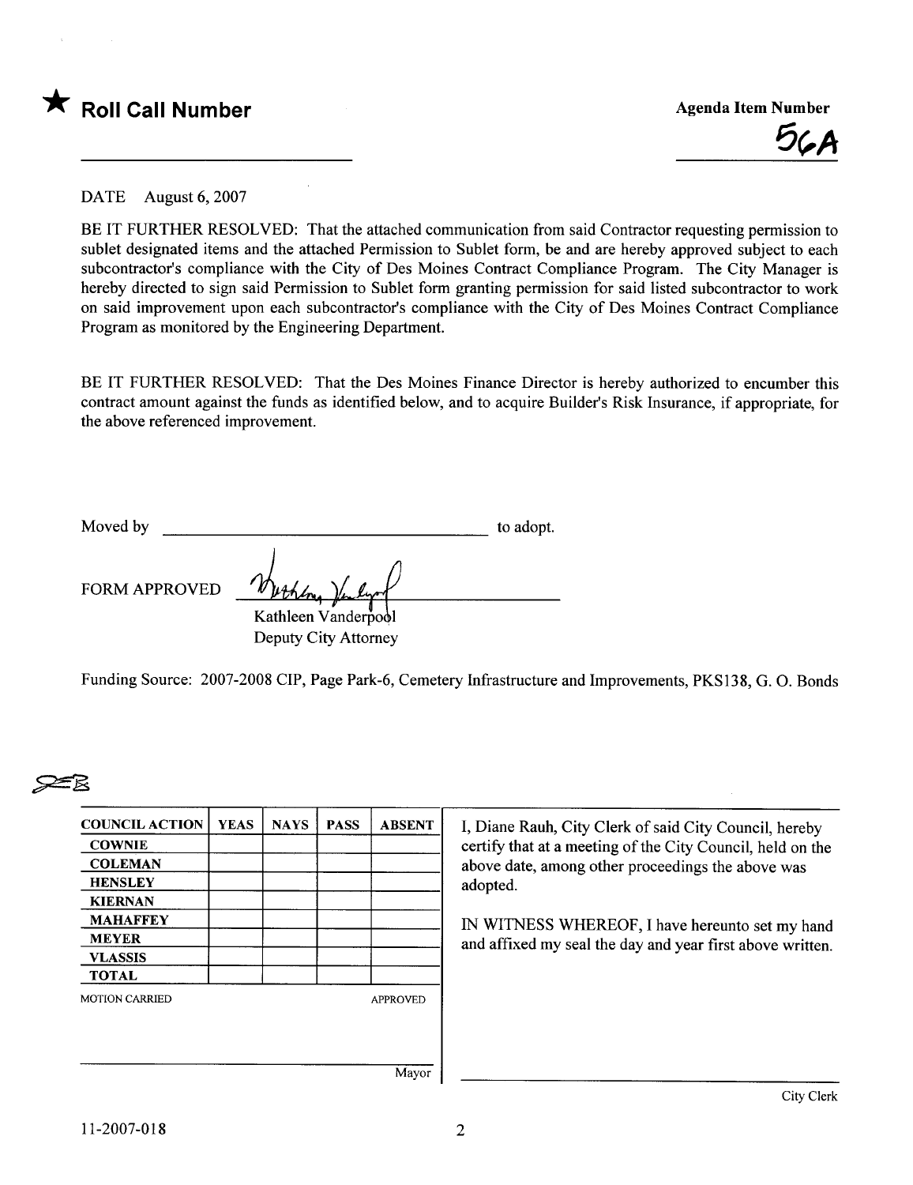★ **Roll Call Number**

**Agenda Item Number**

56A

DATE August 6, 2007

BE IT FURTHER RESOLVED: That the attached communication from said Contractor requesting permission to sublet designated items and the attached Permission to Sublet form, be and are hereby approved subject to each subcontractor's compliance with the City of Des Moines Contract Compliance Program. The City Manager is hereby directed to sign said Permission to Sublet form granting permission for said listed subcontractor to work on said improvement upon each subcontractor's compliance with the City of Des Moines Contract Compliance Program as monitored by the Engineering Department.

BE IT FURTHER RESOLVED: That the Des Moines Finance Director is hereby authorized to encumber this contract amount against the funds as identified below, and to acquire Builder's Risk Insurance, if appropriate, for the above referenced improvement.

Moved by ______________________________ to adopt.

FORM APPROVED ______________________________
Kathleen Vanderpool
Deputy City Attorney

Funding Source: 2007-2008 CIP, Page Park-6, Cemetery Infrastructure and Improvements, PKS138, G. O. Bonds

| COUNCIL ACTION | YEAS | NAYS | PASS | ABSENT |
|---|---|---|---|---|
| COWNIE | | | | |
| COLEMAN | | | | |
| HENSLEY | | | | |
| KIERNAN | | | | |
| MAHAFFEY | | | | |
| MEYER | | | | |
| VLASSIS | | | | |
| TOTAL | | | | |

MOTION CARRIED APPROVED

______________________________ Mayor

I, Diane Rauh, City Clerk of said City Council, hereby certify that at a meeting of the City Council, held on the above date, among other proceedings the above was adopted.

IN WITNESS WHEREOF, I have hereunto set my hand and affixed my seal the day and year first above written.

______________________________ City Clerk

11-2007-018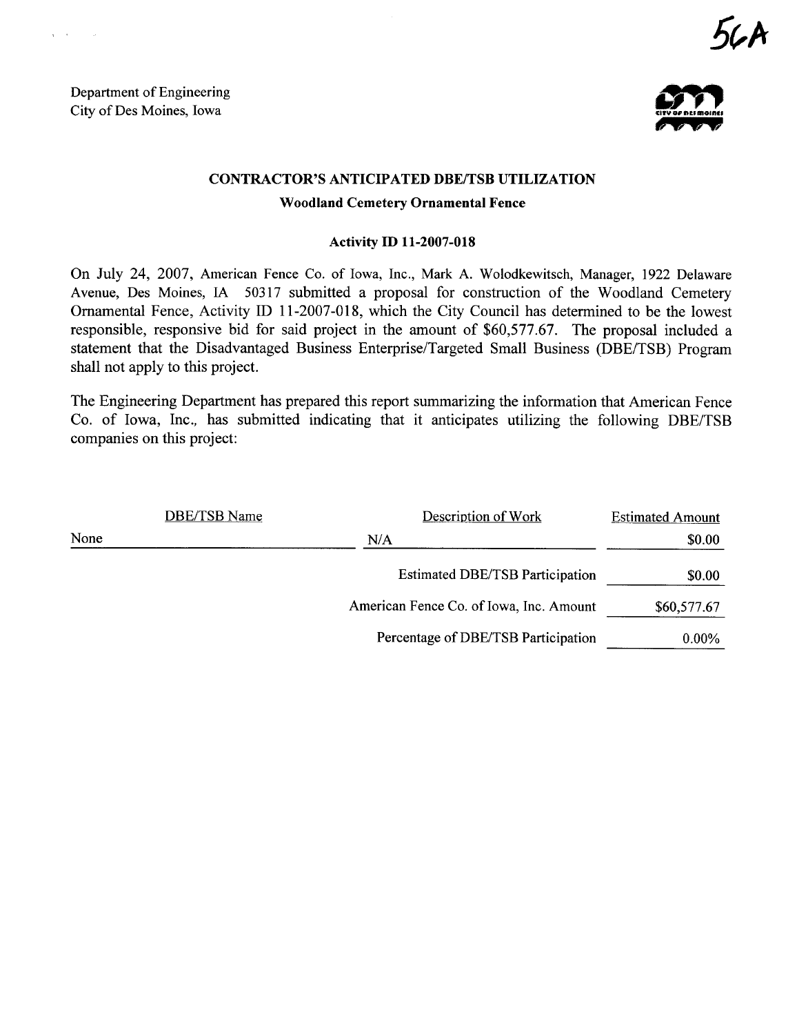56A

Department of Engineering
City of Des Moines, Iowa

## CONTRACTOR'S ANTICIPATED DBE/TSB UTILIZATION

**Woodland Cemetery Ornamental Fence**

**Activity ID 11-2007-018**

On July 24, 2007, American Fence Co. of Iowa, Inc., Mark A. Wolodkewitsch, Manager, 1922 Delaware Avenue, Des Moines, IA 50317 submitted a proposal for construction of the Woodland Cemetery Ornamental Fence, Activity ID 11-2007-018, which the City Council has determined to be the lowest responsible, responsive bid for said project in the amount of $60,577.67. The proposal included a statement that the Disadvantaged Business Enterprise/Targeted Small Business (DBE/TSB) Program shall not apply to this project.

The Engineering Department has prepared this report summarizing the information that American Fence Co. of Iowa, Inc., has submitted indicating that it anticipates utilizing the following DBE/TSB companies on this project:

| DBE/TSB Name | Description of Work | Estimated Amount |
|---|---|---|
| None | N/A | $0.00 |
| | Estimated DBE/TSB Participation | $0.00 |
| | American Fence Co. of Iowa, Inc. Amount | $60,577.67 |
| | Percentage of DBE/TSB Participation | 0.00% |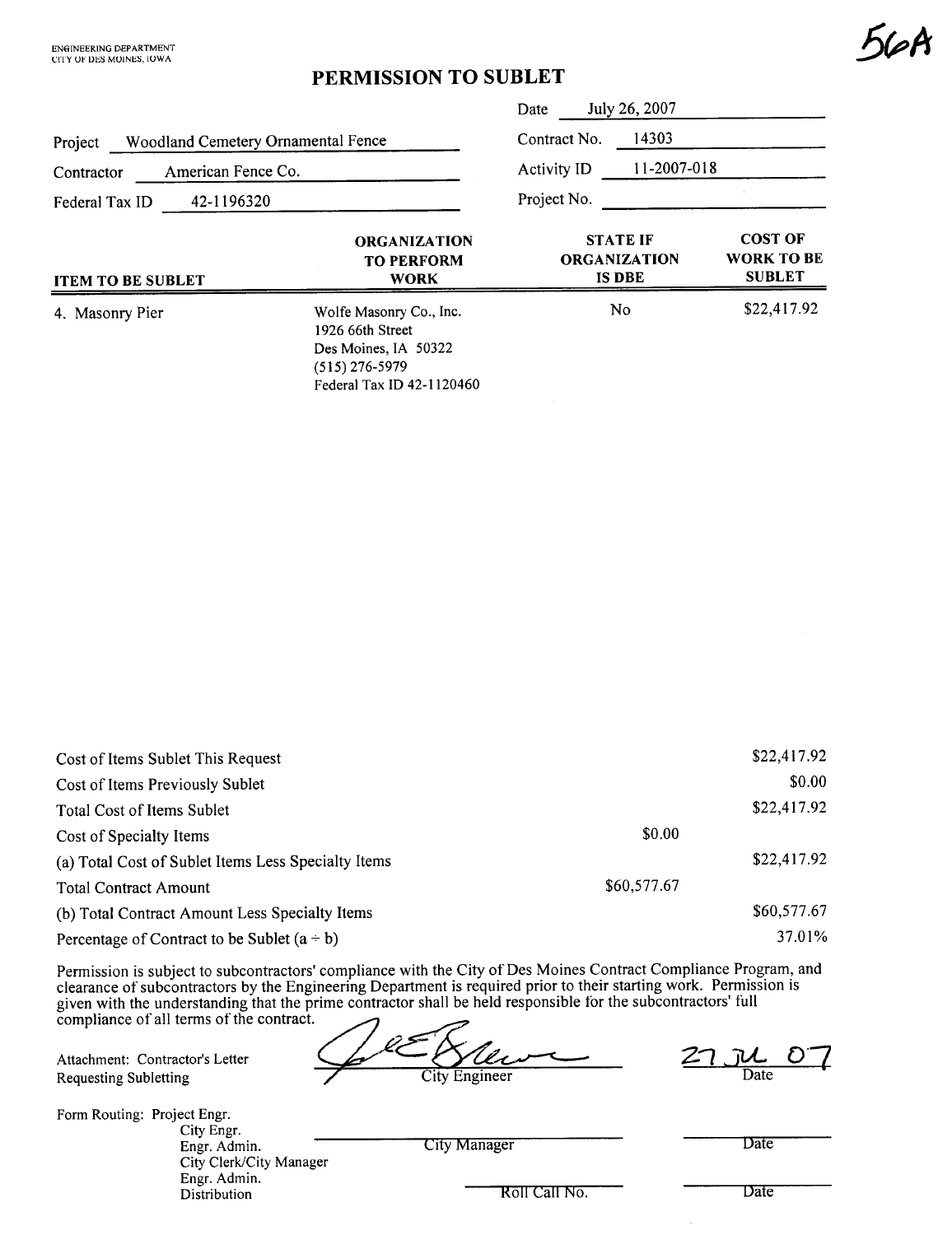ENGINEERING DEPARTMENT
CITY OF DES MOINES, IOWA

56A

# PERMISSION TO SUBLET

Date: July 26, 2007

Project: Woodland Cemetery Ornamental Fence

Contract No.: 14303

Contractor: American Fence Co.

Activity ID: 11-2007-018

Federal Tax ID: 42-1196320

Project No.:

| ITEM TO BE SUBLET | ORGANIZATION TO PERFORM WORK | STATE IF ORGANIZATION IS DBE | COST OF WORK TO BE SUBLET |
|---|---|---|---|
| 4. Masonry Pier | Wolfe Masonry Co., Inc.<br>1926 66th Street<br>Des Moines, IA 50322<br>(515) 276-5979<br>Federal Tax ID 42-1120460 | No | $22,417.92 |

| | | |
|---|---|---|
| Cost of Items Sublet This Request | | $22,417.92 |
| Cost of Items Previously Sublet | | $0.00 |
| Total Cost of Items Sublet | | $22,417.92 |
| Cost of Specialty Items | $0.00 | |
| (a) Total Cost of Sublet Items Less Specialty Items | | $22,417.92 |
| Total Contract Amount | $60,577.67 | |
| (b) Total Contract Amount Less Specialty Items | | $60,577.67 |
| Percentage of Contract to be Sublet (a ÷ b) | | 37.01% |

Permission is subject to subcontractors' compliance with the City of Des Moines Contract Compliance Program, and clearance of subcontractors by the Engineering Department is required prior to their starting work. Permission is given with the understanding that the prime contractor shall be held responsible for the subcontractors' full compliance of all terms of the contract.

Attachment: Contractor's Letter Requesting Subletting

City Engineer: [signature] Date: 27 JUL 07

Form Routing: Project Engr.
City Engr.
Engr. Admin.
City Clerk/City Manager
Engr. Admin.
Distribution

City Manager ________ Date ________

Roll Call No. ________ Date ________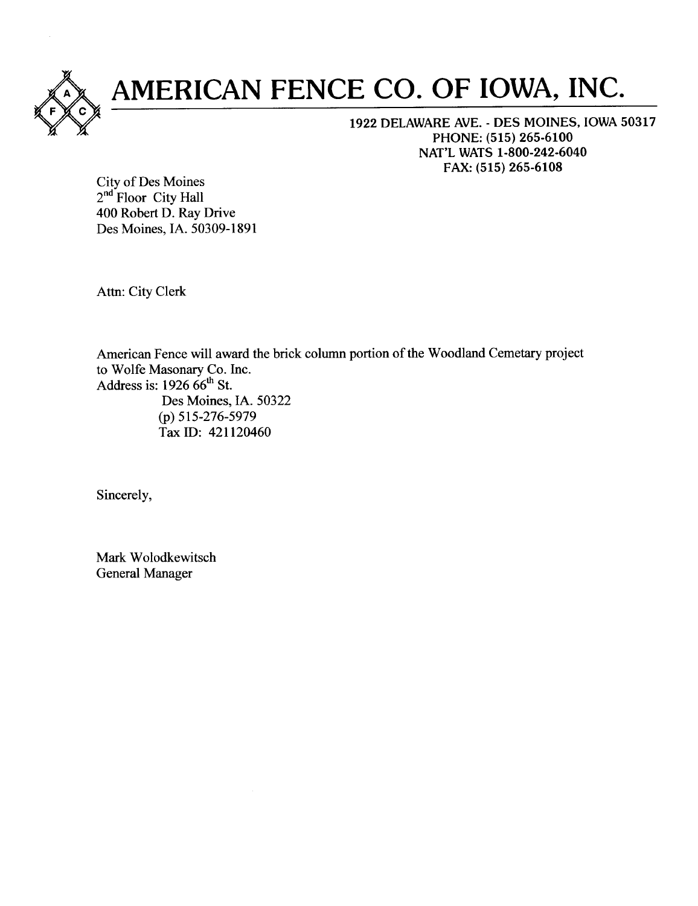# AMERICAN FENCE CO. OF IOWA, INC.

1922 DELAWARE AVE. - DES MOINES, IOWA 50317
PHONE: (515) 265-6100
NAT'L WATS 1-800-242-6040
FAX: (515) 265-6108

City of Des Moines
2nd Floor City Hall
400 Robert D. Ray Drive
Des Moines, IA. 50309-1891

Attn: City Clerk

American Fence will award the brick column portion of the Woodland Cemetary project to Wolfe Masonary Co. Inc.
Address is: 1926 66th St.
Des Moines, IA. 50322
(p) 515-276-5979
Tax ID: 421120460

Sincerely,

Mark Wolodkewitsch
General Manager